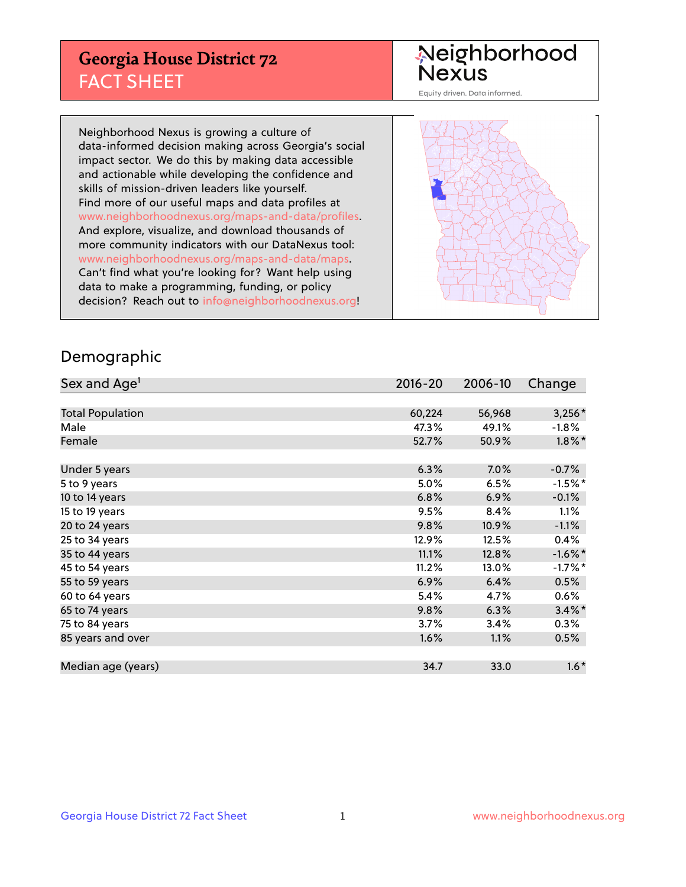# Georgia House District 72
## FACT SHEET

Neighborhood Nexus

Equity driven. Data informed.

Neighborhood Nexus is growing a culture of data-informed decision making across Georgia's social impact sector. We do this by making data accessible and actionable while developing the confidence and skills of mission-driven leaders like yourself. Find more of our useful maps and data profiles at www.neighborhoodnexus.org/maps-and-data/profiles. And explore, visualize, and download thousands of more community indicators with our DataNexus tool: www.neighborhoodnexus.org/maps-and-data/maps. Can't find what you're looking for? Want help using data to make a programming, funding, or policy decision? Reach out to info@neighborhoodnexus.org!

## Demographic

| Sex and Age[1] | 2016-20 | 2006-10 | Change |
|---|---|---|---|
| Total Population | 60,224 | 56,968 | 3,256* |
| Male | 47.3% | 49.1% | -1.8% |
| Female | 52.7% | 50.9% | 1.8%* |
| | | | |
| Under 5 years | 6.3% | 7.0% | -0.7% |
| 5 to 9 years | 5.0% | 6.5% | -1.5%* |
| 10 to 14 years | 6.8% | 6.9% | -0.1% |
| 15 to 19 years | 9.5% | 8.4% | 1.1% |
| 20 to 24 years | 9.8% | 10.9% | -1.1% |
| 25 to 34 years | 12.9% | 12.5% | 0.4% |
| 35 to 44 years | 11.1% | 12.8% | -1.6%* |
| 45 to 54 years | 11.2% | 13.0% | -1.7%* |
| 55 to 59 years | 6.9% | 6.4% | 0.5% |
| 60 to 64 years | 5.4% | 4.7% | 0.6% |
| 65 to 74 years | 9.8% | 6.3% | 3.4%* |
| 75 to 84 years | 3.7% | 3.4% | 0.3% |
| 85 years and over | 1.6% | 1.1% | 0.5% |
| | | | |
| Median age (years) | 34.7 | 33.0 | 1.6* |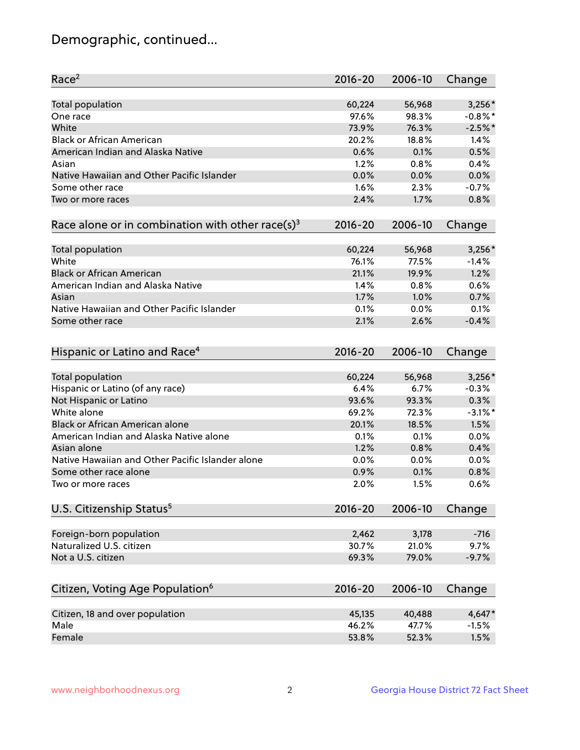# Demographic, continued...

| Race[2] | 2016-20 | 2006-10 | Change |
|---|---|---|---|
| Total population | 60,224 | 56,968 | 3,256* |
| One race | 97.6% | 98.3% | -0.8%* |
| White | 73.9% | 76.3% | -2.5%* |
| Black or African American | 20.2% | 18.8% | 1.4% |
| American Indian and Alaska Native | 0.6% | 0.1% | 0.5% |
| Asian | 1.2% | 0.8% | 0.4% |
| Native Hawaiian and Other Pacific Islander | 0.0% | 0.0% | 0.0% |
| Some other race | 1.6% | 2.3% | -0.7% |
| Two or more races | 2.4% | 1.7% | 0.8% |

| Race alone or in combination with other race(s)[3] | 2016-20 | 2006-10 | Change |
|---|---|---|---|
| Total population | 60,224 | 56,968 | 3,256* |
| White | 76.1% | 77.5% | -1.4% |
| Black or African American | 21.1% | 19.9% | 1.2% |
| American Indian and Alaska Native | 1.4% | 0.8% | 0.6% |
| Asian | 1.7% | 1.0% | 0.7% |
| Native Hawaiian and Other Pacific Islander | 0.1% | 0.0% | 0.1% |
| Some other race | 2.1% | 2.6% | -0.4% |

| Hispanic or Latino and Race[4] | 2016-20 | 2006-10 | Change |
|---|---|---|---|
| Total population | 60,224 | 56,968 | 3,256* |
| Hispanic or Latino (of any race) | 6.4% | 6.7% | -0.3% |
| Not Hispanic or Latino | 93.6% | 93.3% | 0.3% |
| White alone | 69.2% | 72.3% | -3.1%* |
| Black or African American alone | 20.1% | 18.5% | 1.5% |
| American Indian and Alaska Native alone | 0.1% | 0.1% | 0.0% |
| Asian alone | 1.2% | 0.8% | 0.4% |
| Native Hawaiian and Other Pacific Islander alone | 0.0% | 0.0% | 0.0% |
| Some other race alone | 0.9% | 0.1% | 0.8% |
| Two or more races | 2.0% | 1.5% | 0.6% |

| U.S. Citizenship Status[5] | 2016-20 | 2006-10 | Change |
|---|---|---|---|
| Foreign-born population | 2,462 | 3,178 | -716 |
| Naturalized U.S. citizen | 30.7% | 21.0% | 9.7% |
| Not a U.S. citizen | 69.3% | 79.0% | -9.7% |

| Citizen, Voting Age Population[6] | 2016-20 | 2006-10 | Change |
|---|---|---|---|
| Citizen, 18 and over population | 45,135 | 40,488 | 4,647* |
| Male | 46.2% | 47.7% | -1.5% |
| Female | 53.8% | 52.3% | 1.5% |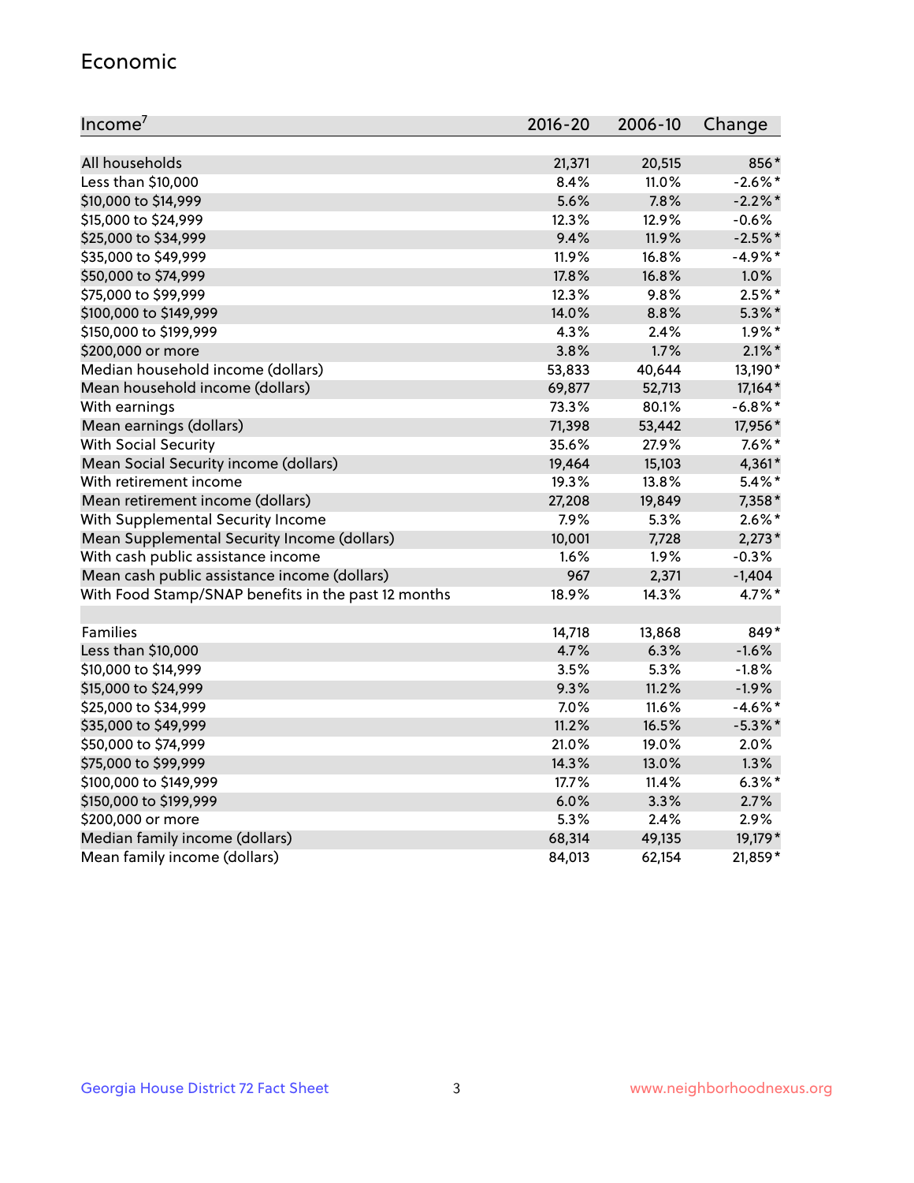## Economic

| Income[7] | 2016-20 | 2006-10 | Change |
|---|---|---|---|
| All households | 21,371 | 20,515 | 856* |
| Less than $10,000 | 8.4% | 11.0% | -2.6%* |
| $10,000 to $14,999 | 5.6% | 7.8% | -2.2%* |
| $15,000 to $24,999 | 12.3% | 12.9% | -0.6% |
| $25,000 to $34,999 | 9.4% | 11.9% | -2.5%* |
| $35,000 to $49,999 | 11.9% | 16.8% | -4.9%* |
| $50,000 to $74,999 | 17.8% | 16.8% | 1.0% |
| $75,000 to $99,999 | 12.3% | 9.8% | 2.5%* |
| $100,000 to $149,999 | 14.0% | 8.8% | 5.3%* |
| $150,000 to $199,999 | 4.3% | 2.4% | 1.9%* |
| $200,000 or more | 3.8% | 1.7% | 2.1%* |
| Median household income (dollars) | 53,833 | 40,644 | 13,190* |
| Mean household income (dollars) | 69,877 | 52,713 | 17,164* |
| With earnings | 73.3% | 80.1% | -6.8%* |
| Mean earnings (dollars) | 71,398 | 53,442 | 17,956* |
| With Social Security | 35.6% | 27.9% | 7.6%* |
| Mean Social Security income (dollars) | 19,464 | 15,103 | 4,361* |
| With retirement income | 19.3% | 13.8% | 5.4%* |
| Mean retirement income (dollars) | 27,208 | 19,849 | 7,358* |
| With Supplemental Security Income | 7.9% | 5.3% | 2.6%* |
| Mean Supplemental Security Income (dollars) | 10,001 | 7,728 | 2,273* |
| With cash public assistance income | 1.6% | 1.9% | -0.3% |
| Mean cash public assistance income (dollars) | 967 | 2,371 | -1,404 |
| With Food Stamp/SNAP benefits in the past 12 months | 18.9% | 14.3% | 4.7%* |
| | | | |
| Families | 14,718 | 13,868 | 849* |
| Less than $10,000 | 4.7% | 6.3% | -1.6% |
| $10,000 to $14,999 | 3.5% | 5.3% | -1.8% |
| $15,000 to $24,999 | 9.3% | 11.2% | -1.9% |
| $25,000 to $34,999 | 7.0% | 11.6% | -4.6%* |
| $35,000 to $49,999 | 11.2% | 16.5% | -5.3%* |
| $50,000 to $74,999 | 21.0% | 19.0% | 2.0% |
| $75,000 to $99,999 | 14.3% | 13.0% | 1.3% |
| $100,000 to $149,999 | 17.7% | 11.4% | 6.3%* |
| $150,000 to $199,999 | 6.0% | 3.3% | 2.7% |
| $200,000 or more | 5.3% | 2.4% | 2.9% |
| Median family income (dollars) | 68,314 | 49,135 | 19,179* |
| Mean family income (dollars) | 84,013 | 62,154 | 21,859* |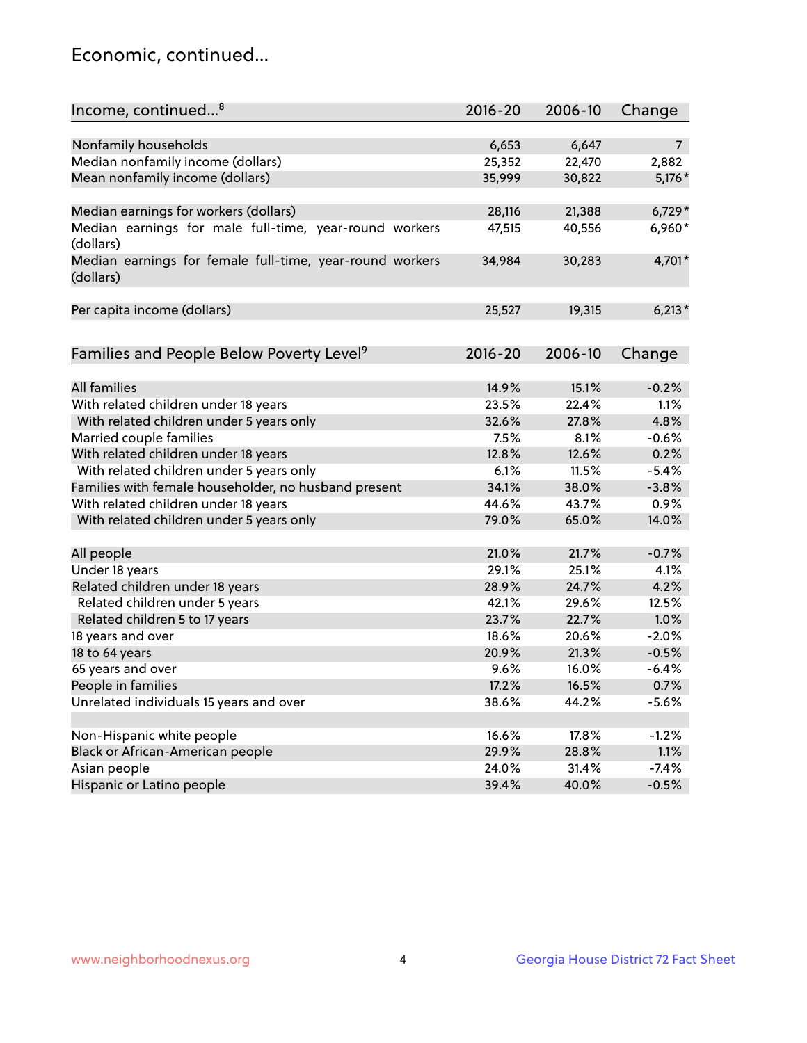## Economic, continued...

| Income, continued...[8] | 2016-20 | 2006-10 | Change |
|---|---|---|---|
| Nonfamily households | 6,653 | 6,647 | 7 |
| Median nonfamily income (dollars) | 25,352 | 22,470 | 2,882 |
| Mean nonfamily income (dollars) | 35,999 | 30,822 | 5,176* |
| Median earnings for workers (dollars) | 28,116 | 21,388 | 6,729* |
| Median earnings for male full-time, year-round workers (dollars) | 47,515 | 40,556 | 6,960* |
| Median earnings for female full-time, year-round workers (dollars) | 34,984 | 30,283 | 4,701* |
| Per capita income (dollars) | 25,527 | 19,315 | 6,213* |

| Families and People Below Poverty Level[9] | 2016-20 | 2006-10 | Change |
|---|---|---|---|
| All families | 14.9% | 15.1% | -0.2% |
| With related children under 18 years | 23.5% | 22.4% | 1.1% |
| With related children under 5 years only | 32.6% | 27.8% | 4.8% |
| Married couple families | 7.5% | 8.1% | -0.6% |
| With related children under 18 years | 12.8% | 12.6% | 0.2% |
| With related children under 5 years only | 6.1% | 11.5% | -5.4% |
| Families with female householder, no husband present | 34.1% | 38.0% | -3.8% |
| With related children under 18 years | 44.6% | 43.7% | 0.9% |
| With related children under 5 years only | 79.0% | 65.0% | 14.0% |
| All people | 21.0% | 21.7% | -0.7% |
| Under 18 years | 29.1% | 25.1% | 4.1% |
| Related children under 18 years | 28.9% | 24.7% | 4.2% |
| Related children under 5 years | 42.1% | 29.6% | 12.5% |
| Related children 5 to 17 years | 23.7% | 22.7% | 1.0% |
| 18 years and over | 18.6% | 20.6% | -2.0% |
| 18 to 64 years | 20.9% | 21.3% | -0.5% |
| 65 years and over | 9.6% | 16.0% | -6.4% |
| People in families | 17.2% | 16.5% | 0.7% |
| Unrelated individuals 15 years and over | 38.6% | 44.2% | -5.6% |
| Non-Hispanic white people | 16.6% | 17.8% | -1.2% |
| Black or African-American people | 29.9% | 28.8% | 1.1% |
| Asian people | 24.0% | 31.4% | -7.4% |
| Hispanic or Latino people | 39.4% | 40.0% | -0.5% |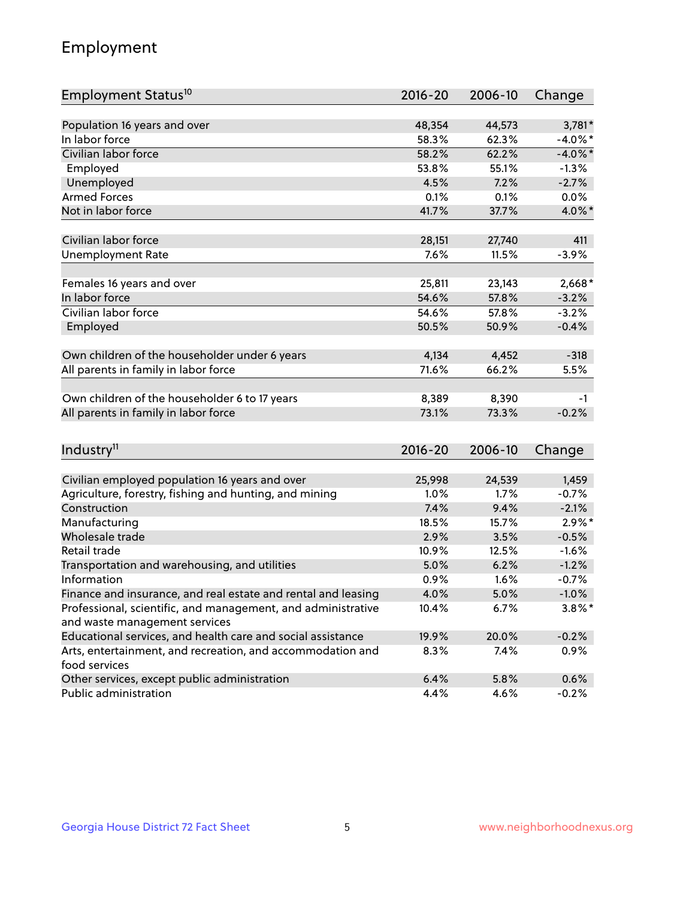# Employment

| Employment Status[10] | 2016-20 | 2006-10 | Change |
|---|---|---|---|
| Population 16 years and over | 48,354 | 44,573 | 3,781* |
| In labor force | 58.3% | 62.3% | -4.0%* |
| Civilian labor force | 58.2% | 62.2% | -4.0%* |
| Employed | 53.8% | 55.1% | -1.3% |
| Unemployed | 4.5% | 7.2% | -2.7% |
| Armed Forces | 0.1% | 0.1% | 0.0% |
| Not in labor force | 41.7% | 37.7% | 4.0%* |
| | | | |
| Civilian labor force | 28,151 | 27,740 | 411 |
| Unemployment Rate | 7.6% | 11.5% | -3.9% |
| | | | |
| Females 16 years and over | 25,811 | 23,143 | 2,668* |
| In labor force | 54.6% | 57.8% | -3.2% |
| Civilian labor force | 54.6% | 57.8% | -3.2% |
| Employed | 50.5% | 50.9% | -0.4% |
| | | | |
| Own children of the householder under 6 years | 4,134 | 4,452 | -318 |
| All parents in family in labor force | 71.6% | 66.2% | 5.5% |
| | | | |
| Own children of the householder 6 to 17 years | 8,389 | 8,390 | -1 |
| All parents in family in labor force | 73.1% | 73.3% | -0.2% |

| Industry[11] | 2016-20 | 2006-10 | Change |
|---|---|---|---|
| Civilian employed population 16 years and over | 25,998 | 24,539 | 1,459 |
| Agriculture, forestry, fishing and hunting, and mining | 1.0% | 1.7% | -0.7% |
| Construction | 7.4% | 9.4% | -2.1% |
| Manufacturing | 18.5% | 15.7% | 2.9%* |
| Wholesale trade | 2.9% | 3.5% | -0.5% |
| Retail trade | 10.9% | 12.5% | -1.6% |
| Transportation and warehousing, and utilities | 5.0% | 6.2% | -1.2% |
| Information | 0.9% | 1.6% | -0.7% |
| Finance and insurance, and real estate and rental and leasing | 4.0% | 5.0% | -1.0% |
| Professional, scientific, and management, and administrative and waste management services | 10.4% | 6.7% | 3.8%* |
| Educational services, and health care and social assistance | 19.9% | 20.0% | -0.2% |
| Arts, entertainment, and recreation, and accommodation and food services | 8.3% | 7.4% | 0.9% |
| Other services, except public administration | 6.4% | 5.8% | 0.6% |
| Public administration | 4.4% | 4.6% | -0.2% |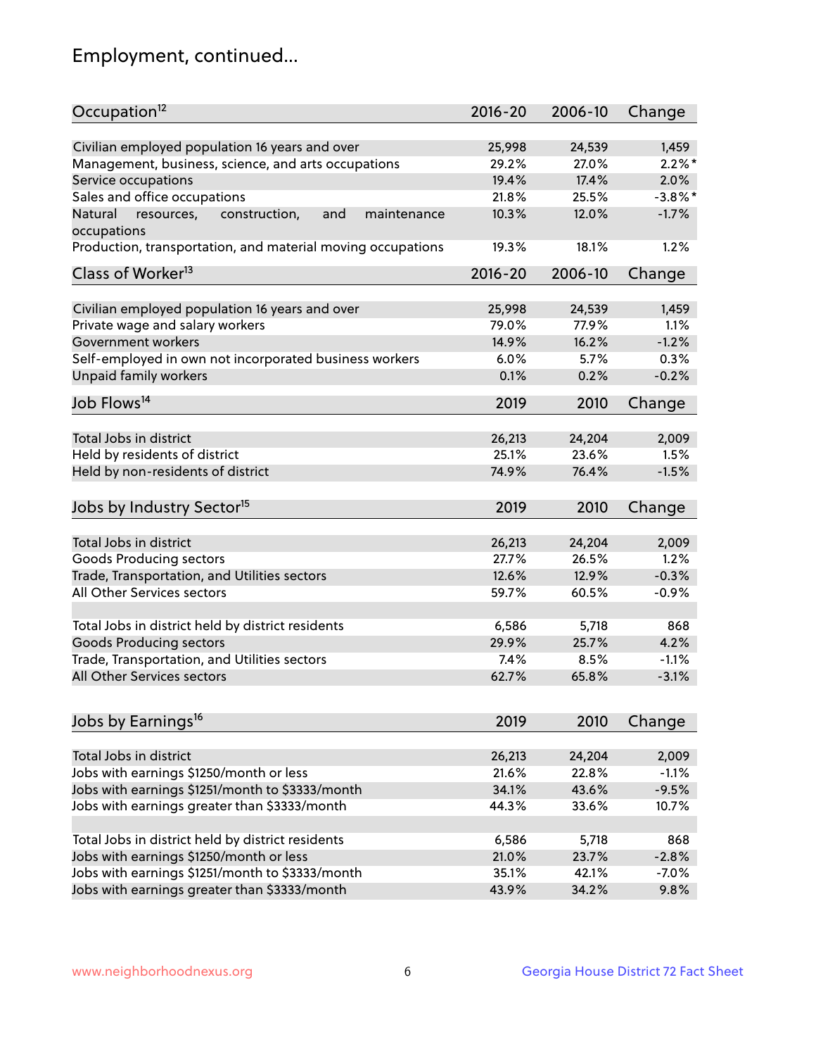# Employment, continued...

| Occupation[12] | 2016-20 | 2006-10 | Change |
|---|---|---|---|
| Civilian employed population 16 years and over | 25,998 | 24,539 | 1,459 |
| Management, business, science, and arts occupations | 29.2% | 27.0% | 2.2%* |
| Service occupations | 19.4% | 17.4% | 2.0% |
| Sales and office occupations | 21.8% | 25.5% | -3.8%* |
| Natural resources, construction, and maintenance occupations | 10.3% | 12.0% | -1.7% |
| Production, transportation, and material moving occupations | 19.3% | 18.1% | 1.2% |

| Class of Worker[13] | 2016-20 | 2006-10 | Change |
|---|---|---|---|
| Civilian employed population 16 years and over | 25,998 | 24,539 | 1,459 |
| Private wage and salary workers | 79.0% | 77.9% | 1.1% |
| Government workers | 14.9% | 16.2% | -1.2% |
| Self-employed in own not incorporated business workers | 6.0% | 5.7% | 0.3% |
| Unpaid family workers | 0.1% | 0.2% | -0.2% |

| Job Flows[14] | 2019 | 2010 | Change |
|---|---|---|---|
| Total Jobs in district | 26,213 | 24,204 | 2,009 |
| Held by residents of district | 25.1% | 23.6% | 1.5% |
| Held by non-residents of district | 74.9% | 76.4% | -1.5% |

| Jobs by Industry Sector[15] | 2019 | 2010 | Change |
|---|---|---|---|
| Total Jobs in district | 26,213 | 24,204 | 2,009 |
| Goods Producing sectors | 27.7% | 26.5% | 1.2% |
| Trade, Transportation, and Utilities sectors | 12.6% | 12.9% | -0.3% |
| All Other Services sectors | 59.7% | 60.5% | -0.9% |
| | | | |
| Total Jobs in district held by district residents | 6,586 | 5,718 | 868 |
| Goods Producing sectors | 29.9% | 25.7% | 4.2% |
| Trade, Transportation, and Utilities sectors | 7.4% | 8.5% | -1.1% |
| All Other Services sectors | 62.7% | 65.8% | -3.1% |

| Jobs by Earnings[16] | 2019 | 2010 | Change |
|---|---|---|---|
| Total Jobs in district | 26,213 | 24,204 | 2,009 |
| Jobs with earnings $1250/month or less | 21.6% | 22.8% | -1.1% |
| Jobs with earnings $1251/month to $3333/month | 34.1% | 43.6% | -9.5% |
| Jobs with earnings greater than $3333/month | 44.3% | 33.6% | 10.7% |
| | | | |
| Total Jobs in district held by district residents | 6,586 | 5,718 | 868 |
| Jobs with earnings $1250/month or less | 21.0% | 23.7% | -2.8% |
| Jobs with earnings $1251/month to $3333/month | 35.1% | 42.1% | -7.0% |
| Jobs with earnings greater than $3333/month | 43.9% | 34.2% | 9.8% |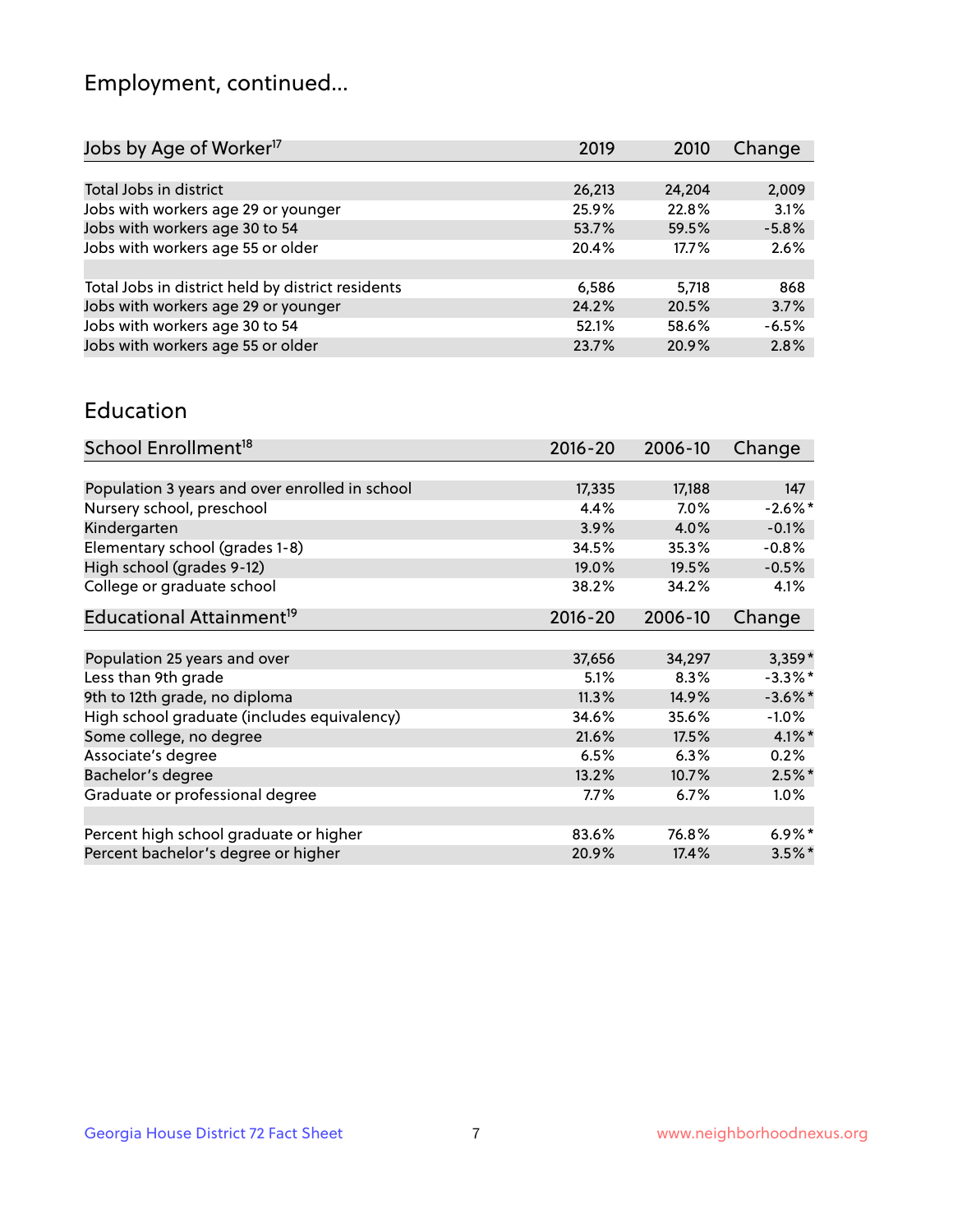## Employment, continued...

| Jobs by Age of Worker[17] | 2019 | 2010 | Change |
|---|---|---|---|
| Total Jobs in district | 26,213 | 24,204 | 2,009 |
| Jobs with workers age 29 or younger | 25.9% | 22.8% | 3.1% |
| Jobs with workers age 30 to 54 | 53.7% | 59.5% | -5.8% |
| Jobs with workers age 55 or older | 20.4% | 17.7% | 2.6% |
| | | | |
| Total Jobs in district held by district residents | 6,586 | 5,718 | 868 |
| Jobs with workers age 29 or younger | 24.2% | 20.5% | 3.7% |
| Jobs with workers age 30 to 54 | 52.1% | 58.6% | -6.5% |
| Jobs with workers age 55 or older | 23.7% | 20.9% | 2.8% |

## Education

| School Enrollment[18] | 2016-20 | 2006-10 | Change |
|---|---|---|---|
| Population 3 years and over enrolled in school | 17,335 | 17,188 | 147 |
| Nursery school, preschool | 4.4% | 7.0% | -2.6%* |
| Kindergarten | 3.9% | 4.0% | -0.1% |
| Elementary school (grades 1-8) | 34.5% | 35.3% | -0.8% |
| High school (grades 9-12) | 19.0% | 19.5% | -0.5% |
| College or graduate school | 38.2% | 34.2% | 4.1% |

| Educational Attainment[19] | 2016-20 | 2006-10 | Change |
|---|---|---|---|
| Population 25 years and over | 37,656 | 34,297 | 3,359* |
| Less than 9th grade | 5.1% | 8.3% | -3.3%* |
| 9th to 12th grade, no diploma | 11.3% | 14.9% | -3.6%* |
| High school graduate (includes equivalency) | 34.6% | 35.6% | -1.0% |
| Some college, no degree | 21.6% | 17.5% | 4.1%* |
| Associate's degree | 6.5% | 6.3% | 0.2% |
| Bachelor's degree | 13.2% | 10.7% | 2.5%* |
| Graduate or professional degree | 7.7% | 6.7% | 1.0% |
| | | | |
| Percent high school graduate or higher | 83.6% | 76.8% | 6.9%* |
| Percent bachelor's degree or higher | 20.9% | 17.4% | 3.5%* |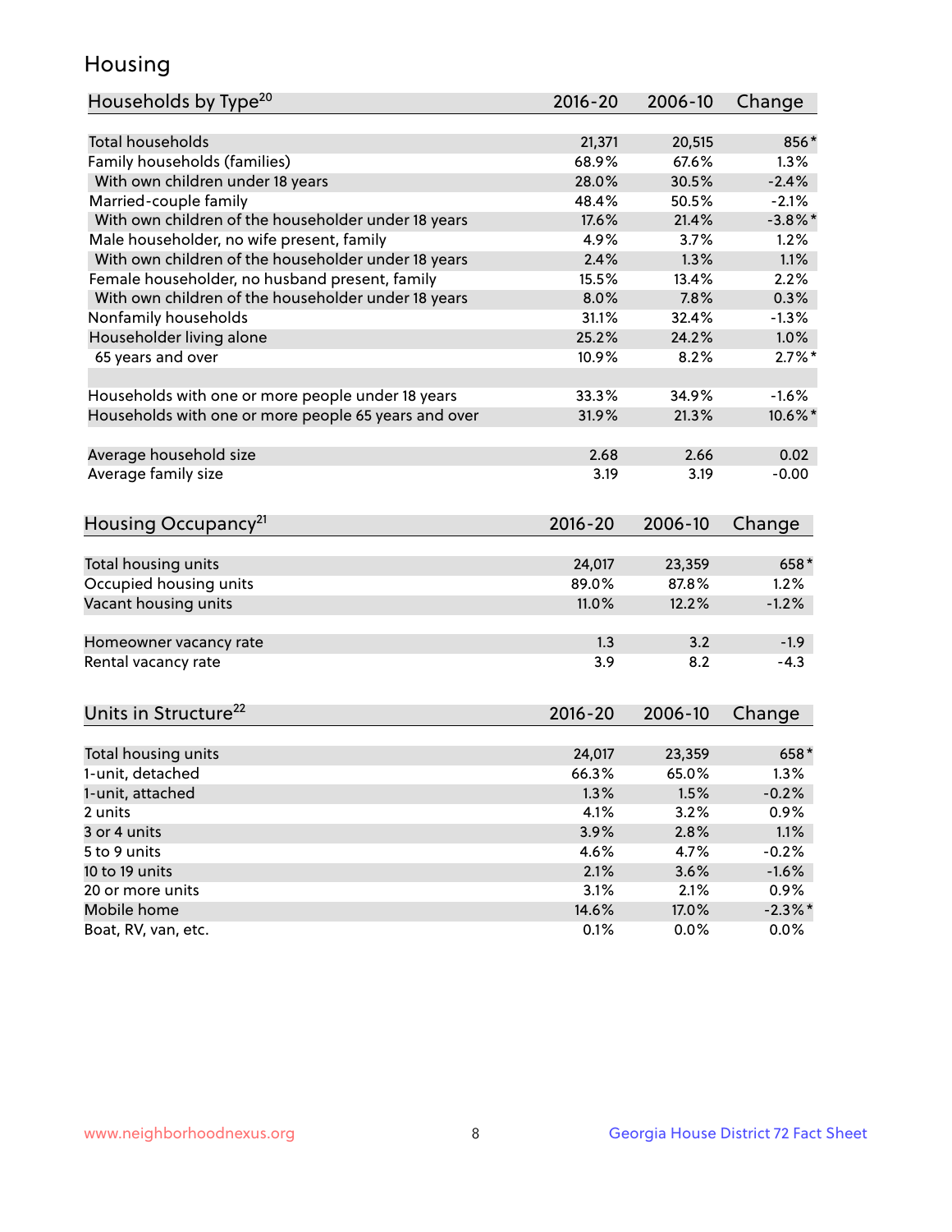# Housing

| Households by Type[20] | 2016-20 | 2006-10 | Change |
|---|---|---|---|
| Total households | 21,371 | 20,515 | 856* |
| Family households (families) | 68.9% | 67.6% | 1.3% |
| With own children under 18 years | 28.0% | 30.5% | -2.4% |
| Married-couple family | 48.4% | 50.5% | -2.1% |
| With own children of the householder under 18 years | 17.6% | 21.4% | -3.8%* |
| Male householder, no wife present, family | 4.9% | 3.7% | 1.2% |
| With own children of the householder under 18 years | 2.4% | 1.3% | 1.1% |
| Female householder, no husband present, family | 15.5% | 13.4% | 2.2% |
| With own children of the householder under 18 years | 8.0% | 7.8% | 0.3% |
| Nonfamily households | 31.1% | 32.4% | -1.3% |
| Householder living alone | 25.2% | 24.2% | 1.0% |
| 65 years and over | 10.9% | 8.2% | 2.7%* |
| | | | |
| Households with one or more people under 18 years | 33.3% | 34.9% | -1.6% |
| Households with one or more people 65 years and over | 31.9% | 21.3% | 10.6%* |
| | | | |
| Average household size | 2.68 | 2.66 | 0.02 |
| Average family size | 3.19 | 3.19 | -0.00 |

| Housing Occupancy[21] | 2016-20 | 2006-10 | Change |
|---|---|---|---|
| Total housing units | 24,017 | 23,359 | 658* |
| Occupied housing units | 89.0% | 87.8% | 1.2% |
| Vacant housing units | 11.0% | 12.2% | -1.2% |
| | | | |
| Homeowner vacancy rate | 1.3 | 3.2 | -1.9 |
| Rental vacancy rate | 3.9 | 8.2 | -4.3 |

| Units in Structure[22] | 2016-20 | 2006-10 | Change |
|---|---|---|---|
| Total housing units | 24,017 | 23,359 | 658* |
| 1-unit, detached | 66.3% | 65.0% | 1.3% |
| 1-unit, attached | 1.3% | 1.5% | -0.2% |
| 2 units | 4.1% | 3.2% | 0.9% |
| 3 or 4 units | 3.9% | 2.8% | 1.1% |
| 5 to 9 units | 4.6% | 4.7% | -0.2% |
| 10 to 19 units | 2.1% | 3.6% | -1.6% |
| 20 or more units | 3.1% | 2.1% | 0.9% |
| Mobile home | 14.6% | 17.0% | -2.3%* |
| Boat, RV, van, etc. | 0.1% | 0.0% | 0.0% |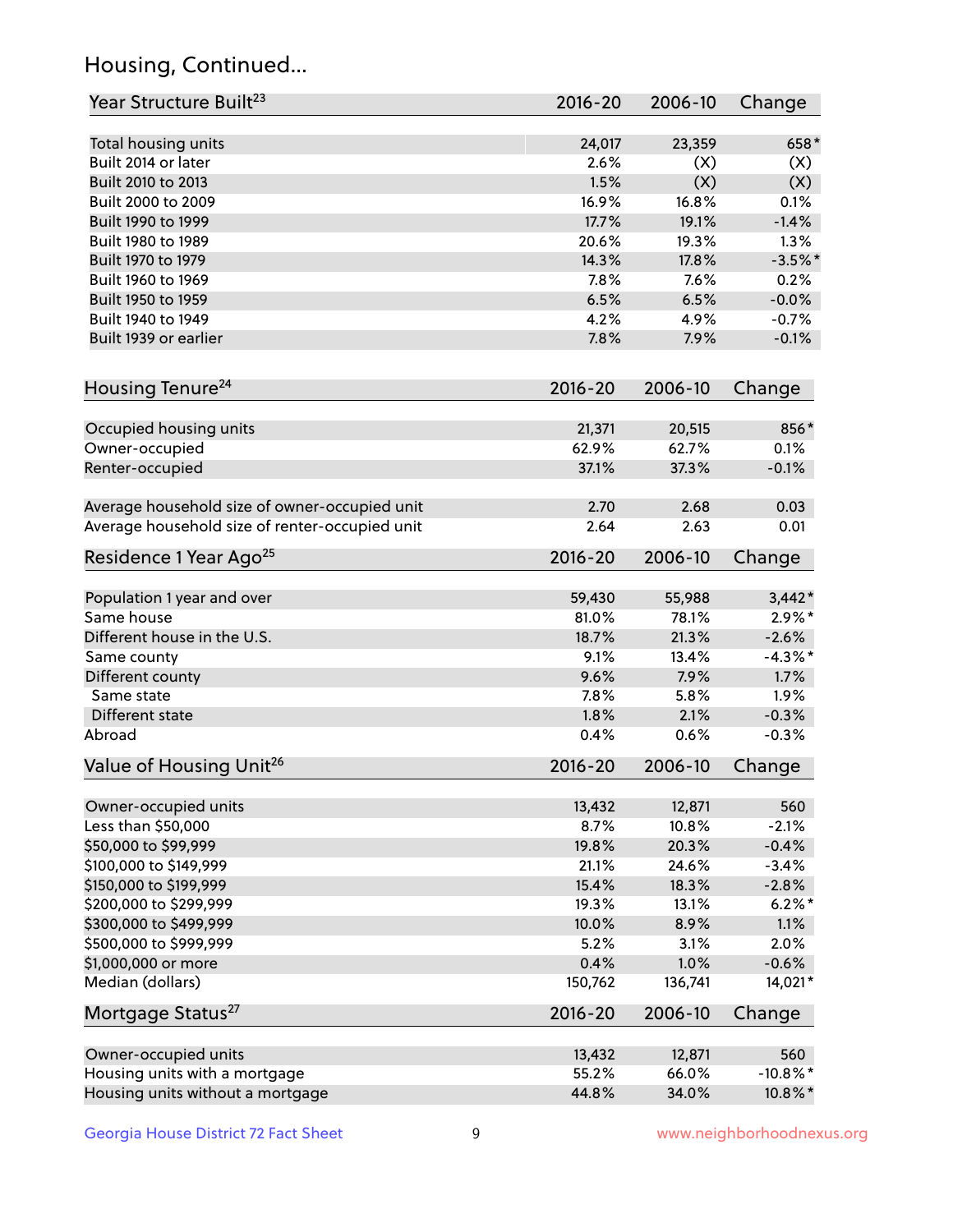## Housing, Continued...

| Year Structure Built[23] | 2016-20 | 2006-10 | Change |
|---|---|---|---|
| Total housing units | 24,017 | 23,359 | 658* |
| Built 2014 or later | 2.6% | (X) | (X) |
| Built 2010 to 2013 | 1.5% | (X) | (X) |
| Built 2000 to 2009 | 16.9% | 16.8% | 0.1% |
| Built 1990 to 1999 | 17.7% | 19.1% | -1.4% |
| Built 1980 to 1989 | 20.6% | 19.3% | 1.3% |
| Built 1970 to 1979 | 14.3% | 17.8% | -3.5%* |
| Built 1960 to 1969 | 7.8% | 7.6% | 0.2% |
| Built 1950 to 1959 | 6.5% | 6.5% | -0.0% |
| Built 1940 to 1949 | 4.2% | 4.9% | -0.7% |
| Built 1939 or earlier | 7.8% | 7.9% | -0.1% |

| Housing Tenure[24] | 2016-20 | 2006-10 | Change |
|---|---|---|---|
| Occupied housing units | 21,371 | 20,515 | 856* |
| Owner-occupied | 62.9% | 62.7% | 0.1% |
| Renter-occupied | 37.1% | 37.3% | -0.1% |
| Average household size of owner-occupied unit | 2.70 | 2.68 | 0.03 |
| Average household size of renter-occupied unit | 2.64 | 2.63 | 0.01 |

| Residence 1 Year Ago[25] | 2016-20 | 2006-10 | Change |
|---|---|---|---|
| Population 1 year and over | 59,430 | 55,988 | 3,442* |
| Same house | 81.0% | 78.1% | 2.9%* |
| Different house in the U.S. | 18.7% | 21.3% | -2.6% |
| Same county | 9.1% | 13.4% | -4.3%* |
| Different county | 9.6% | 7.9% | 1.7% |
| Same state | 7.8% | 5.8% | 1.9% |
| Different state | 1.8% | 2.1% | -0.3% |
| Abroad | 0.4% | 0.6% | -0.3% |

| Value of Housing Unit[26] | 2016-20 | 2006-10 | Change |
|---|---|---|---|
| Owner-occupied units | 13,432 | 12,871 | 560 |
| Less than $50,000 | 8.7% | 10.8% | -2.1% |
| $50,000 to $99,999 | 19.8% | 20.3% | -0.4% |
| $100,000 to $149,999 | 21.1% | 24.6% | -3.4% |
| $150,000 to $199,999 | 15.4% | 18.3% | -2.8% |
| $200,000 to $299,999 | 19.3% | 13.1% | 6.2%* |
| $300,000 to $499,999 | 10.0% | 8.9% | 1.1% |
| $500,000 to $999,999 | 5.2% | 3.1% | 2.0% |
| $1,000,000 or more | 0.4% | 1.0% | -0.6% |
| Median (dollars) | 150,762 | 136,741 | 14,021* |

| Mortgage Status[27] | 2016-20 | 2006-10 | Change |
|---|---|---|---|
| Owner-occupied units | 13,432 | 12,871 | 560 |
| Housing units with a mortgage | 55.2% | 66.0% | -10.8%* |
| Housing units without a mortgage | 44.8% | 34.0% | 10.8%* |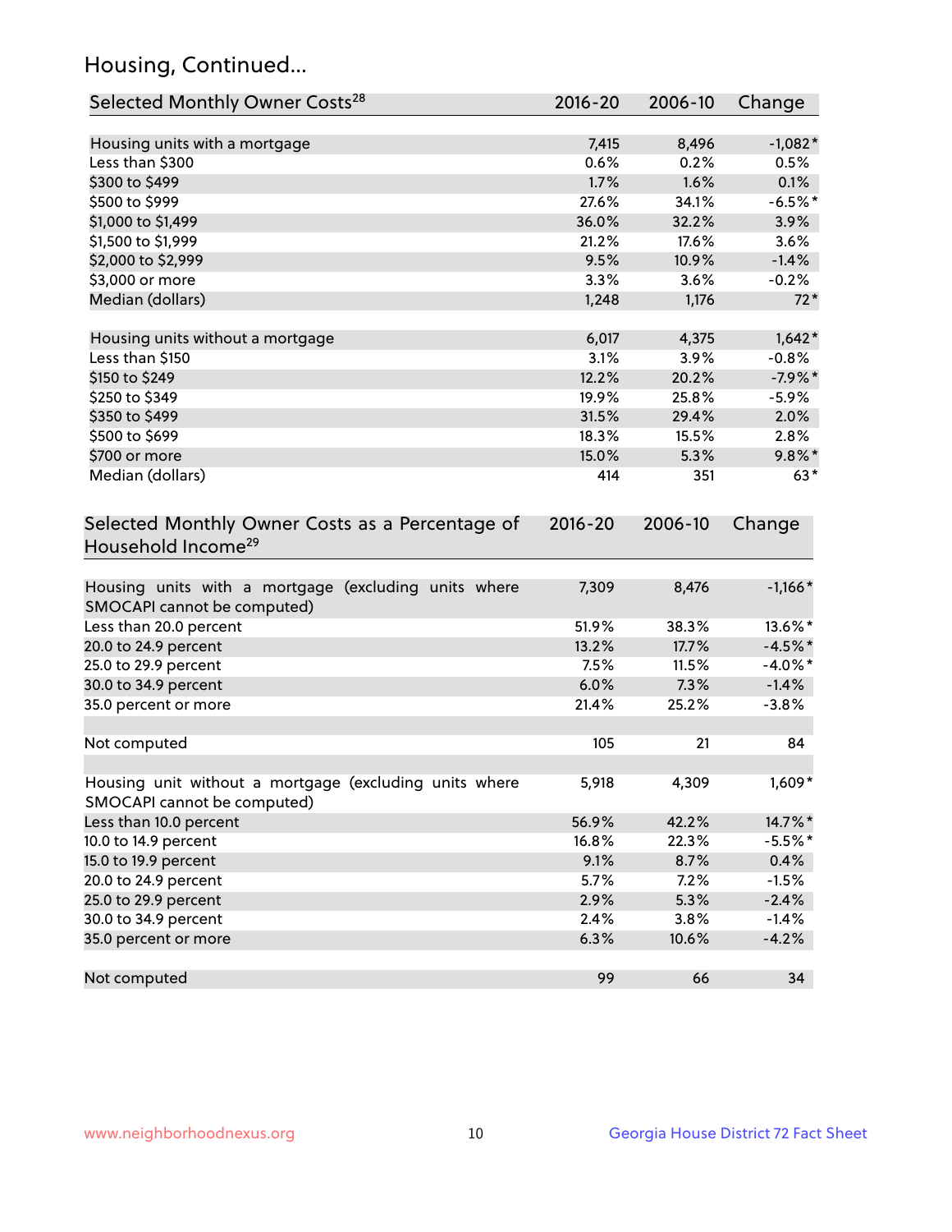## Housing, Continued...

| Selected Monthly Owner Costs[28] | 2016-20 | 2006-10 | Change |
|---|---|---|---|
| Housing units with a mortgage | 7,415 | 8,496 | -1,082* |
| Less than $300 | 0.6% | 0.2% | 0.5% |
| $300 to $499 | 1.7% | 1.6% | 0.1% |
| $500 to $999 | 27.6% | 34.1% | -6.5%* |
| $1,000 to $1,499 | 36.0% | 32.2% | 3.9% |
| $1,500 to $1,999 | 21.2% | 17.6% | 3.6% |
| $2,000 to $2,999 | 9.5% | 10.9% | -1.4% |
| $3,000 or more | 3.3% | 3.6% | -0.2% |
| Median (dollars) | 1,248 | 1,176 | 72* |
| | | | |
| Housing units without a mortgage | 6,017 | 4,375 | 1,642* |
| Less than $150 | 3.1% | 3.9% | -0.8% |
| $150 to $249 | 12.2% | 20.2% | -7.9%* |
| $250 to $349 | 19.9% | 25.8% | -5.9% |
| $350 to $499 | 31.5% | 29.4% | 2.0% |
| $500 to $699 | 18.3% | 15.5% | 2.8% |
| $700 or more | 15.0% | 5.3% | 9.8%* |
| Median (dollars) | 414 | 351 | 63* |

| Selected Monthly Owner Costs as a Percentage of Household Income[29] | 2016-20 | 2006-10 | Change |
|---|---|---|---|
| Housing units with a mortgage (excluding units where SMOCAPI cannot be computed) | 7,309 | 8,476 | -1,166* |
| Less than 20.0 percent | 51.9% | 38.3% | 13.6%* |
| 20.0 to 24.9 percent | 13.2% | 17.7% | -4.5%* |
| 25.0 to 29.9 percent | 7.5% | 11.5% | -4.0%* |
| 30.0 to 34.9 percent | 6.0% | 7.3% | -1.4% |
| 35.0 percent or more | 21.4% | 25.2% | -3.8% |
| | | | |
| Not computed | 105 | 21 | 84 |
| | | | |
| Housing unit without a mortgage (excluding units where SMOCAPI cannot be computed) | 5,918 | 4,309 | 1,609* |
| Less than 10.0 percent | 56.9% | 42.2% | 14.7%* |
| 10.0 to 14.9 percent | 16.8% | 22.3% | -5.5%* |
| 15.0 to 19.9 percent | 9.1% | 8.7% | 0.4% |
| 20.0 to 24.9 percent | 5.7% | 7.2% | -1.5% |
| 25.0 to 29.9 percent | 2.9% | 5.3% | -2.4% |
| 30.0 to 34.9 percent | 2.4% | 3.8% | -1.4% |
| 35.0 percent or more | 6.3% | 10.6% | -4.2% |
| | | | |
| Not computed | 99 | 66 | 34 |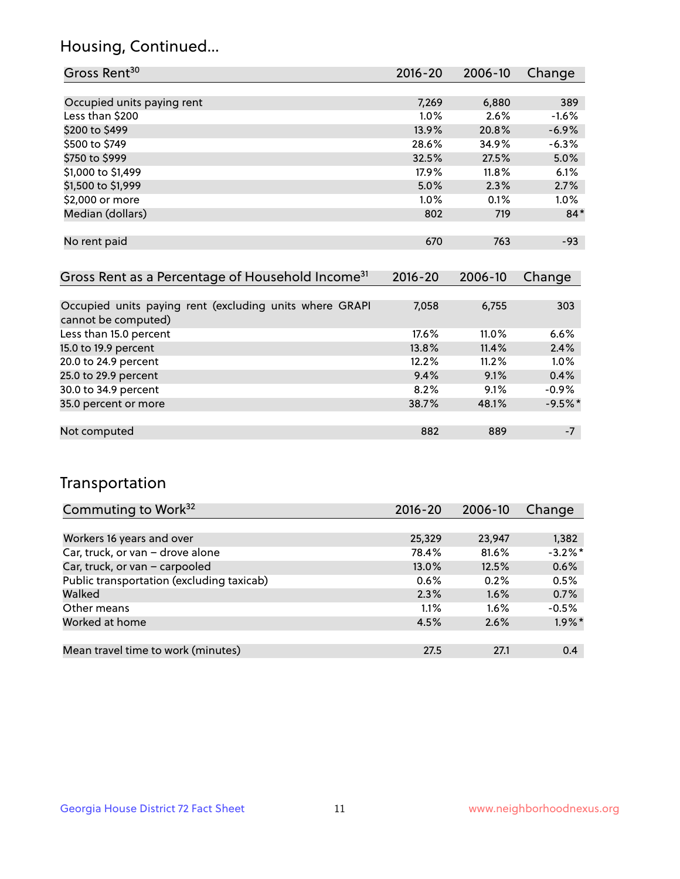## Housing, Continued...

| Gross Rent[30] | 2016-20 | 2006-10 | Change |
|---|---|---|---|
| Occupied units paying rent | 7,269 | 6,880 | 389 |
| Less than $200 | 1.0% | 2.6% | -1.6% |
| $200 to $499 | 13.9% | 20.8% | -6.9% |
| $500 to $749 | 28.6% | 34.9% | -6.3% |
| $750 to $999 | 32.5% | 27.5% | 5.0% |
| $1,000 to $1,499 | 17.9% | 11.8% | 6.1% |
| $1,500 to $1,999 | 5.0% | 2.3% | 2.7% |
| $2,000 or more | 1.0% | 0.1% | 1.0% |
| Median (dollars) | 802 | 719 | 84* |
| No rent paid | 670 | 763 | -93 |

| Gross Rent as a Percentage of Household Income[31] | 2016-20 | 2006-10 | Change |
|---|---|---|---|
| Occupied units paying rent (excluding units where GRAPI cannot be computed) | 7,058 | 6,755 | 303 |
| Less than 15.0 percent | 17.6% | 11.0% | 6.6% |
| 15.0 to 19.9 percent | 13.8% | 11.4% | 2.4% |
| 20.0 to 24.9 percent | 12.2% | 11.2% | 1.0% |
| 25.0 to 29.9 percent | 9.4% | 9.1% | 0.4% |
| 30.0 to 34.9 percent | 8.2% | 9.1% | -0.9% |
| 35.0 percent or more | 38.7% | 48.1% | -9.5%* |
| Not computed | 882 | 889 | -7 |

## Transportation

| Commuting to Work[32] | 2016-20 | 2006-10 | Change |
|---|---|---|---|
| Workers 16 years and over | 25,329 | 23,947 | 1,382 |
| Car, truck, or van – drove alone | 78.4% | 81.6% | -3.2%* |
| Car, truck, or van – carpooled | 13.0% | 12.5% | 0.6% |
| Public transportation (excluding taxicab) | 0.6% | 0.2% | 0.5% |
| Walked | 2.3% | 1.6% | 0.7% |
| Other means | 1.1% | 1.6% | -0.5% |
| Worked at home | 4.5% | 2.6% | 1.9%* |
| Mean travel time to work (minutes) | 27.5 | 27.1 | 0.4 |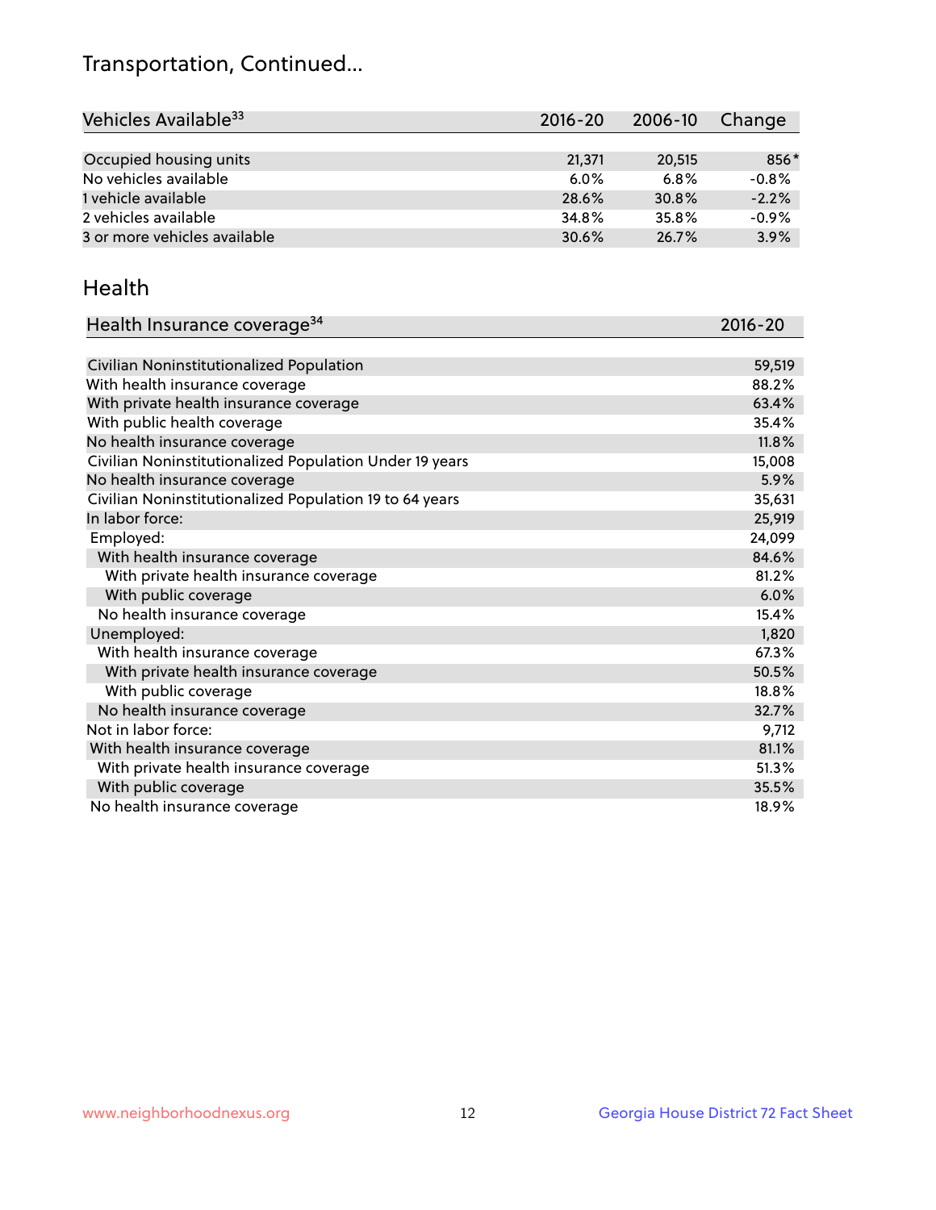## Transportation, Continued...

| Vehicles Available[33] | 2016-20 | 2006-10 | Change |
|---|---|---|---|
| Occupied housing units | 21,371 | 20,515 | 856* |
| No vehicles available | 6.0% | 6.8% | -0.8% |
| 1 vehicle available | 28.6% | 30.8% | -2.2% |
| 2 vehicles available | 34.8% | 35.8% | -0.9% |
| 3 or more vehicles available | 30.6% | 26.7% | 3.9% |

## Health

| Health Insurance coverage[34] | 2016-20 |
|---|---|
| Civilian Noninstitutionalized Population | 59,519 |
| With health insurance coverage | 88.2% |
| With private health insurance coverage | 63.4% |
| With public health coverage | 35.4% |
| No health insurance coverage | 11.8% |
| Civilian Noninstitutionalized Population Under 19 years | 15,008 |
| No health insurance coverage | 5.9% |
| Civilian Noninstitutionalized Population 19 to 64 years | 35,631 |
| In labor force: | 25,919 |
| Employed: | 24,099 |
| With health insurance coverage | 84.6% |
| With private health insurance coverage | 81.2% |
| With public coverage | 6.0% |
| No health insurance coverage | 15.4% |
| Unemployed: | 1,820 |
| With health insurance coverage | 67.3% |
| With private health insurance coverage | 50.5% |
| With public coverage | 18.8% |
| No health insurance coverage | 32.7% |
| Not in labor force: | 9,712 |
| With health insurance coverage | 81.1% |
| With private health insurance coverage | 51.3% |
| With public coverage | 35.5% |
| No health insurance coverage | 18.9% |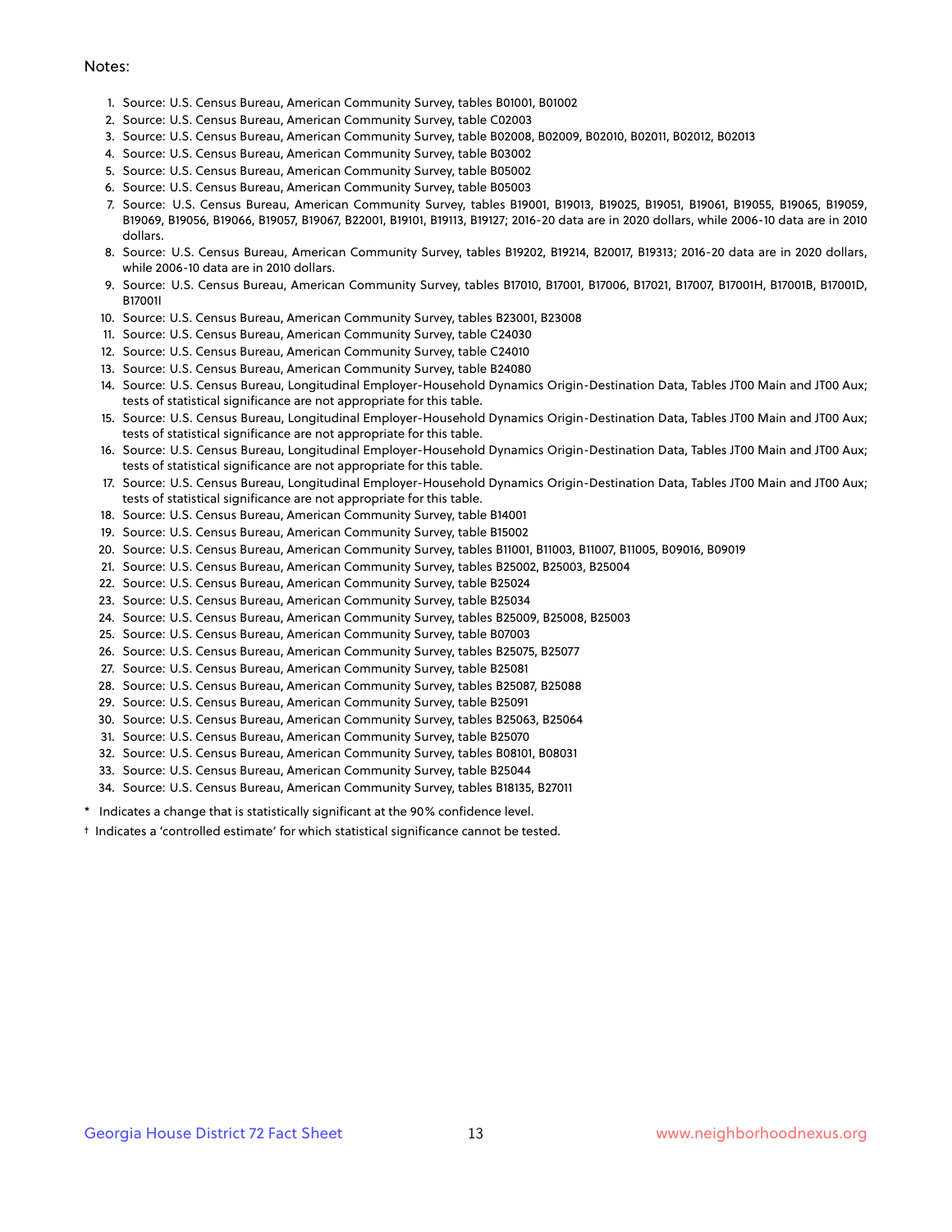Notes:

1. Source: U.S. Census Bureau, American Community Survey, tables B01001, B01002
2. Source: U.S. Census Bureau, American Community Survey, table C02003
3. Source: U.S. Census Bureau, American Community Survey, table B02008, B02009, B02010, B02011, B02012, B02013
4. Source: U.S. Census Bureau, American Community Survey, table B03002
5. Source: U.S. Census Bureau, American Community Survey, table B05002
6. Source: U.S. Census Bureau, American Community Survey, table B05003
7. Source: U.S. Census Bureau, American Community Survey, tables B19001, B19013, B19025, B19051, B19061, B19055, B19065, B19059, B19069, B19056, B19066, B19057, B19067, B22001, B19101, B19113, B19127; 2016-20 data are in 2020 dollars, while 2006-10 data are in 2010 dollars.
8. Source: U.S. Census Bureau, American Community Survey, tables B19202, B19214, B20017, B19313; 2016-20 data are in 2020 dollars, while 2006-10 data are in 2010 dollars.
9. Source: U.S. Census Bureau, American Community Survey, tables B17010, B17001, B17006, B17021, B17007, B17001H, B17001B, B17001D, B17001I
10. Source: U.S. Census Bureau, American Community Survey, tables B23001, B23008
11. Source: U.S. Census Bureau, American Community Survey, table C24030
12. Source: U.S. Census Bureau, American Community Survey, table C24010
13. Source: U.S. Census Bureau, American Community Survey, table B24080
14. Source: U.S. Census Bureau, Longitudinal Employer-Household Dynamics Origin-Destination Data, Tables JT00 Main and JT00 Aux; tests of statistical significance are not appropriate for this table.
15. Source: U.S. Census Bureau, Longitudinal Employer-Household Dynamics Origin-Destination Data, Tables JT00 Main and JT00 Aux; tests of statistical significance are not appropriate for this table.
16. Source: U.S. Census Bureau, Longitudinal Employer-Household Dynamics Origin-Destination Data, Tables JT00 Main and JT00 Aux; tests of statistical significance are not appropriate for this table.
17. Source: U.S. Census Bureau, Longitudinal Employer-Household Dynamics Origin-Destination Data, Tables JT00 Main and JT00 Aux; tests of statistical significance are not appropriate for this table.
18. Source: U.S. Census Bureau, American Community Survey, table B14001
19. Source: U.S. Census Bureau, American Community Survey, table B15002
20. Source: U.S. Census Bureau, American Community Survey, tables B11001, B11003, B11007, B11005, B09016, B09019
21. Source: U.S. Census Bureau, American Community Survey, tables B25002, B25003, B25004
22. Source: U.S. Census Bureau, American Community Survey, table B25024
23. Source: U.S. Census Bureau, American Community Survey, table B25034
24. Source: U.S. Census Bureau, American Community Survey, tables B25009, B25008, B25003
25. Source: U.S. Census Bureau, American Community Survey, table B07003
26. Source: U.S. Census Bureau, American Community Survey, tables B25075, B25077
27. Source: U.S. Census Bureau, American Community Survey, table B25081
28. Source: U.S. Census Bureau, American Community Survey, tables B25087, B25088
29. Source: U.S. Census Bureau, American Community Survey, table B25091
30. Source: U.S. Census Bureau, American Community Survey, tables B25063, B25064
31. Source: U.S. Census Bureau, American Community Survey, table B25070
32. Source: U.S. Census Bureau, American Community Survey, tables B08101, B08031
33. Source: U.S. Census Bureau, American Community Survey, table B25044
34. Source: U.S. Census Bureau, American Community Survey, tables B18135, B27011

\* Indicates a change that is statistically significant at the 90% confidence level.

† Indicates a 'controlled estimate' for which statistical significance cannot be tested.